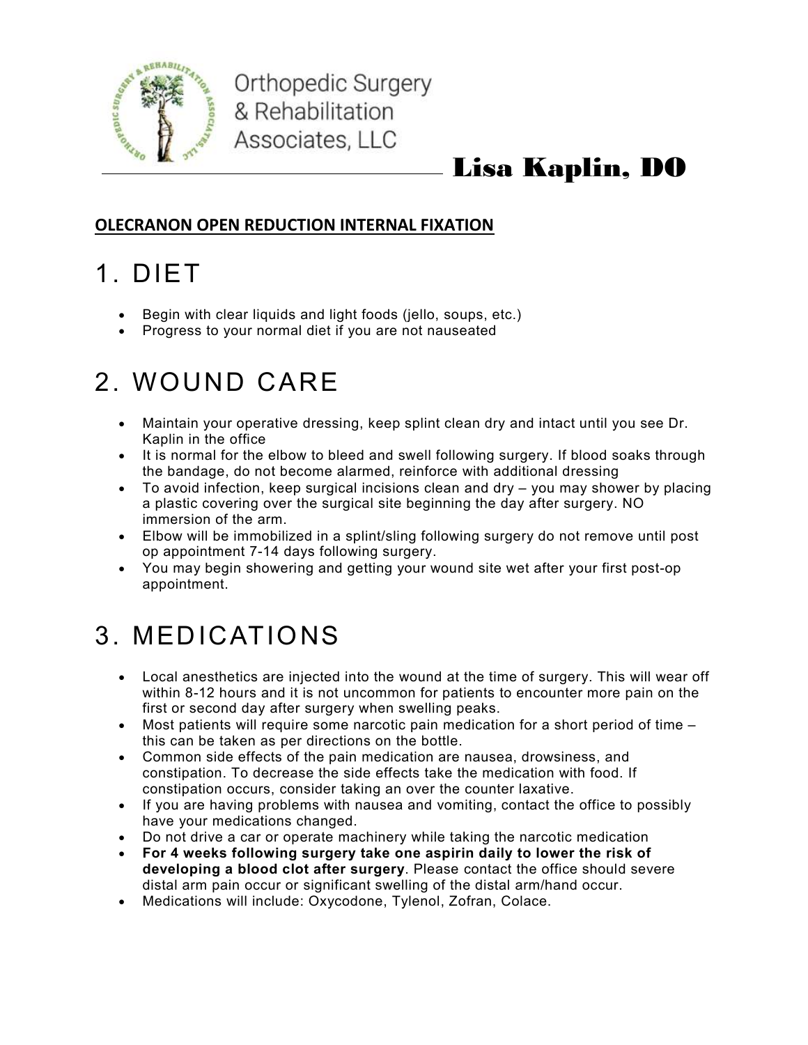Orthopedic Surgery & Rehabilitation Associates, LLC

**Lisa Kaplin, DO**

**OLECRANON OPEN REDUCTION INTERNAL FIXATION**

# 1. DIET

- Begin with clear liquids and light foods (jello, soups, etc.)
- Progress to your normal diet if you are not nauseated

# 2. WOUND CARE

- Maintain your operative dressing, keep splint clean dry and intact until you see Dr. Kaplin in the office
- It is normal for the elbow to bleed and swell following surgery. If blood soaks through the bandage, do not become alarmed, reinforce with additional dressing
- To avoid infection, keep surgical incisions clean and dry – you may shower by placing a plastic covering over the surgical site beginning the day after surgery. NO immersion of the arm.
- Elbow will be immobilized in a splint/sling following surgery do not remove until post op appointment 7-14 days following surgery.
- You may begin showering and getting your wound site wet after your first post-op appointment.

# 3. MEDICATIONS

- Local anesthetics are injected into the wound at the time of surgery. This will wear off within 8-12 hours and it is not uncommon for patients to encounter more pain on the first or second day after surgery when swelling peaks.
- Most patients will require some narcotic pain medication for a short period of time – this can be taken as per directions on the bottle.
- Common side effects of the pain medication are nausea, drowsiness, and constipation. To decrease the side effects take the medication with food. If constipation occurs, consider taking an over the counter laxative.
- If you are having problems with nausea and vomiting, contact the office to possibly have your medications changed.
- Do not drive a car or operate machinery while taking the narcotic medication
- **For 4 weeks following surgery take one aspirin daily to lower the risk of developing a blood clot after surgery**. Please contact the office should severe distal arm pain occur or significant swelling of the distal arm/hand occur.
- Medications will include: Oxycodone, Tylenol, Zofran, Colace.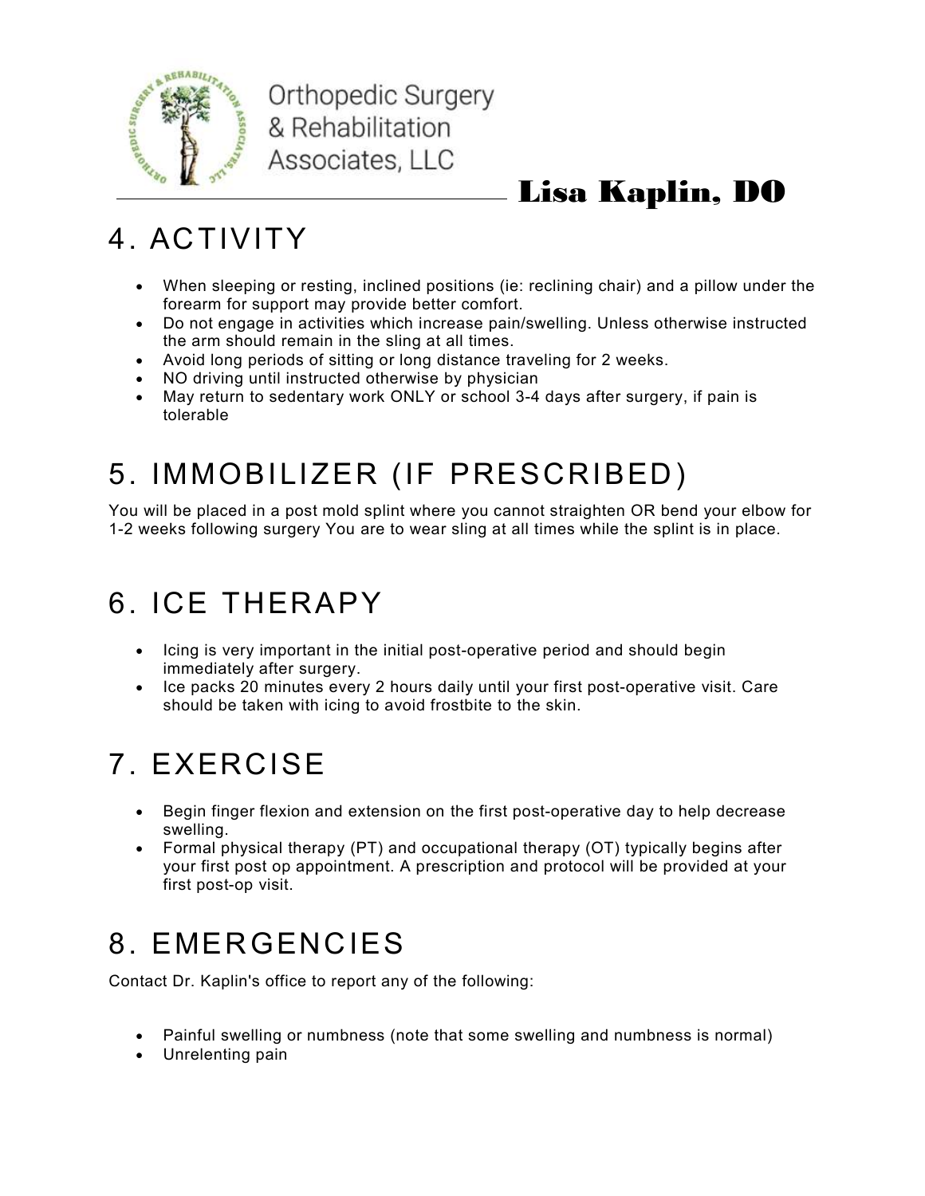# 4. ACTIVITY

- When sleeping or resting, inclined positions (ie: reclining chair) and a pillow under the forearm for support may provide better comfort.
- Do not engage in activities which increase pain/swelling. Unless otherwise instructed the arm should remain in the sling at all times.
- Avoid long periods of sitting or long distance traveling for 2 weeks.
- NO driving until instructed otherwise by physician
- May return to sedentary work ONLY or school 3-4 days after surgery, if pain is tolerable

# 5. IMMOBILIZER (IF PRESCRIBED)

You will be placed in a post mold splint where you cannot straighten OR bend your elbow for 1-2 weeks following surgery You are to wear sling at all times while the splint is in place.

# 6. ICE THERAPY

- Icing is very important in the initial post-operative period and should begin immediately after surgery.
- Ice packs 20 minutes every 2 hours daily until your first post-operative visit. Care should be taken with icing to avoid frostbite to the skin.

# 7. EXERCISE

- Begin finger flexion and extension on the first post-operative day to help decrease swelling.
- Formal physical therapy (PT) and occupational therapy (OT) typically begins after your first post op appointment. A prescription and protocol will be provided at your first post-op visit.

# 8. EMERGENCIES

Contact Dr. Kaplin's office to report any of the following:

- Painful swelling or numbness (note that some swelling and numbness is normal)
- Unrelenting pain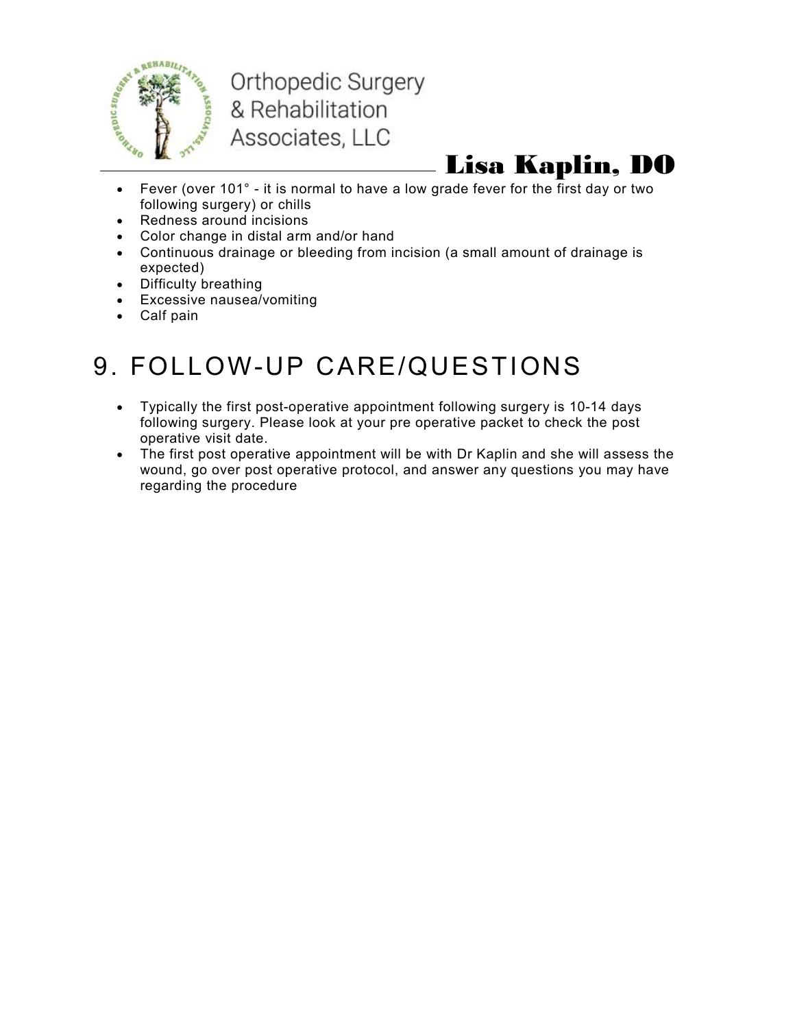- Fever (over 101° - it is normal to have a low grade fever for the first day or two following surgery) or chills
- Redness around incisions
- Color change in distal arm and/or hand
- Continuous drainage or bleeding from incision (a small amount of drainage is expected)
- Difficulty breathing
- Excessive nausea/vomiting
- Calf pain

# 9. FOLLOW-UP CARE/QUESTIONS

- Typically the first post-operative appointment following surgery is 10-14 days following surgery. Please look at your pre operative packet to check the post operative visit date.
- The first post operative appointment will be with Dr Kaplin and she will assess the wound, go over post operative protocol, and answer any questions you may have regarding the procedure